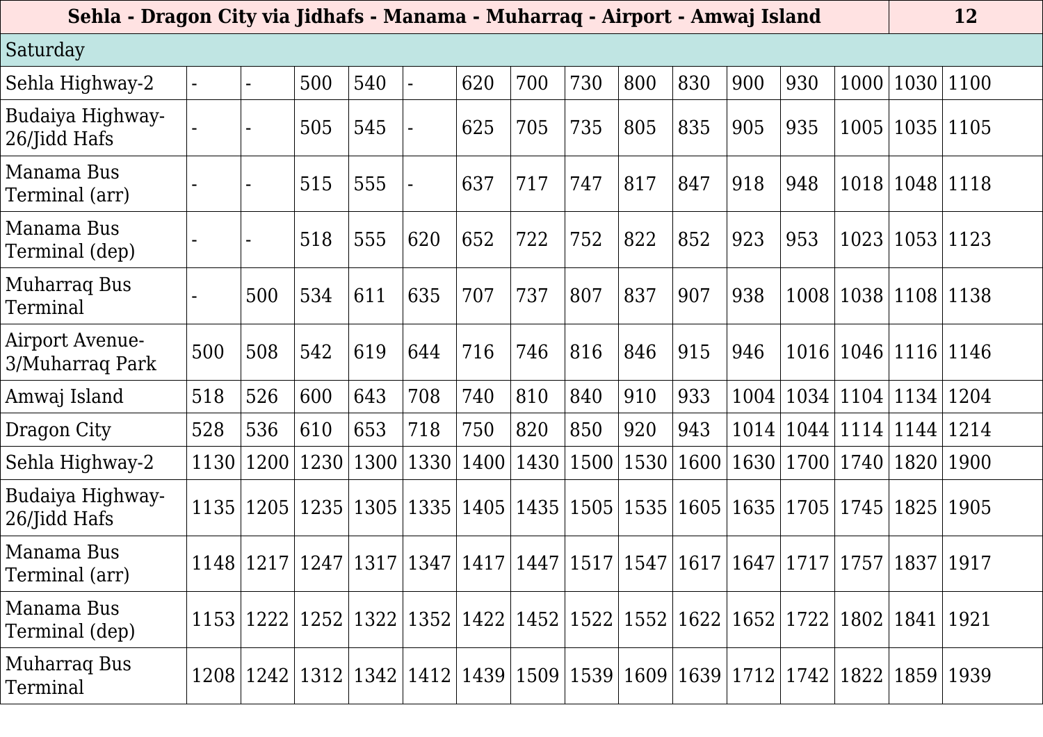| Sehla - Dragon City via Jidhafs - Manama - Muharraq - Airport - Amwaj Island | | | | | | | | | | | | | | | 12 |
|---|---|---|---|---|---|---|---|---|---|---|---|---|---|---|---|
| Saturday | | | | | | | | | | | | | | | |
| Sehla Highway-2 | - | - | 500 | 540 | - | 620 | 700 | 730 | 800 | 830 | 900 | 930 | 1000 | 1030 | 1100 |
| Budaiya Highway-26/Jidd Hafs | - | - | 505 | 545 | - | 625 | 705 | 735 | 805 | 835 | 905 | 935 | 1005 | 1035 | 1105 |
| Manama Bus Terminal (arr) | - | - | 515 | 555 | - | 637 | 717 | 747 | 817 | 847 | 918 | 948 | 1018 | 1048 | 1118 |
| Manama Bus Terminal (dep) | - | - | 518 | 555 | 620 | 652 | 722 | 752 | 822 | 852 | 923 | 953 | 1023 | 1053 | 1123 |
| Muharraq Bus Terminal | - | 500 | 534 | 611 | 635 | 707 | 737 | 807 | 837 | 907 | 938 | 1008 | 1038 | 1108 | 1138 |
| Airport Avenue-3/Muharraq Park | 500 | 508 | 542 | 619 | 644 | 716 | 746 | 816 | 846 | 915 | 946 | 1016 | 1046 | 1116 | 1146 |
| Amwaj Island | 518 | 526 | 600 | 643 | 708 | 740 | 810 | 840 | 910 | 933 | 1004 | 1034 | 1104 | 1134 | 1204 |
| Dragon City | 528 | 536 | 610 | 653 | 718 | 750 | 820 | 850 | 920 | 943 | 1014 | 1044 | 1114 | 1144 | 1214 |
| Sehla Highway-2 | 1130 | 1200 | 1230 | 1300 | 1330 | 1400 | 1430 | 1500 | 1530 | 1600 | 1630 | 1700 | 1740 | 1820 | 1900 |
| Budaiya Highway-26/Jidd Hafs | 1135 | 1205 | 1235 | 1305 | 1335 | 1405 | 1435 | 1505 | 1535 | 1605 | 1635 | 1705 | 1745 | 1825 | 1905 |
| Manama Bus Terminal (arr) | 1148 | 1217 | 1247 | 1317 | 1347 | 1417 | 1447 | 1517 | 1547 | 1617 | 1647 | 1717 | 1757 | 1837 | 1917 |
| Manama Bus Terminal (dep) | 1153 | 1222 | 1252 | 1322 | 1352 | 1422 | 1452 | 1522 | 1552 | 1622 | 1652 | 1722 | 1802 | 1841 | 1921 |
| Muharraq Bus Terminal | 1208 | 1242 | 1312 | 1342 | 1412 | 1439 | 1509 | 1539 | 1609 | 1639 | 1712 | 1742 | 1822 | 1859 | 1939 |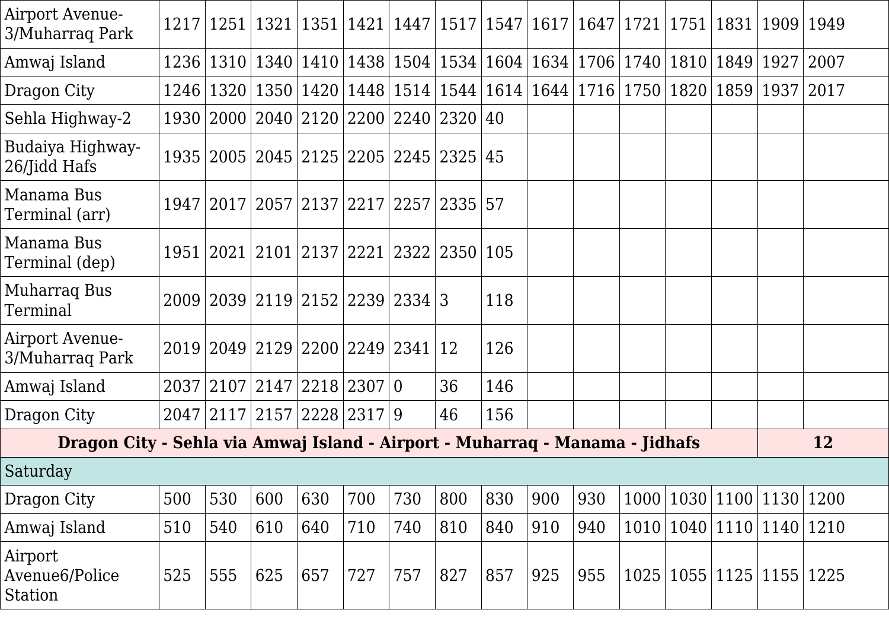| | | | | | | | | | | | | | | | |
|---|---|---|---|---|---|---|---|---|---|---|---|---|---|---|---|
| Airport Avenue-3/Muharraq Park | 1217 | 1251 | 1321 | 1351 | 1421 | 1447 | 1517 | 1547 | 1617 | 1647 | 1721 | 1751 | 1831 | 1909 | 1949 |
| Amwaj Island | 1236 | 1310 | 1340 | 1410 | 1438 | 1504 | 1534 | 1604 | 1634 | 1706 | 1740 | 1810 | 1849 | 1927 | 2007 |
| Dragon City | 1246 | 1320 | 1350 | 1420 | 1448 | 1514 | 1544 | 1614 | 1644 | 1716 | 1750 | 1820 | 1859 | 1937 | 2017 |
| Sehla Highway-2 | 1930 | 2000 | 2040 | 2120 | 2200 | 2240 | 2320 | 40 | | | | | | | |
| Budaiya Highway-26/Jidd Hafs | 1935 | 2005 | 2045 | 2125 | 2205 | 2245 | 2325 | 45 | | | | | | | |
| Manama Bus Terminal (arr) | 1947 | 2017 | 2057 | 2137 | 2217 | 2257 | 2335 | 57 | | | | | | | |
| Manama Bus Terminal (dep) | 1951 | 2021 | 2101 | 2137 | 2221 | 2322 | 2350 | 105 | | | | | | | |
| Muharraq Bus Terminal | 2009 | 2039 | 2119 | 2152 | 2239 | 2334 | 3 | 118 | | | | | | | |
| Airport Avenue-3/Muharraq Park | 2019 | 2049 | 2129 | 2200 | 2249 | 2341 | 12 | 126 | | | | | | | |
| Amwaj Island | 2037 | 2107 | 2147 | 2218 | 2307 | 0 | 36 | 146 | | | | | | | |
| Dragon City | 2047 | 2117 | 2157 | 2228 | 2317 | 9 | 46 | 156 | | | | | | | |

| **Dragon City - Sehla via Amwaj Island - Airport - Muharraq - Manama - Jidhafs** | | | | | | | | | | | | | | **12** | |
|---|---|---|---|---|---|---|---|---|---|---|---|---|---|---|---|
| Saturday | | | | | | | | | | | | | | | |
| Dragon City | 500 | 530 | 600 | 630 | 700 | 730 | 800 | 830 | 900 | 930 | 1000 | 1030 | 1100 | 1130 | 1200 |
| Amwaj Island | 510 | 540 | 610 | 640 | 710 | 740 | 810 | 840 | 910 | 940 | 1010 | 1040 | 1110 | 1140 | 1210 |
| Airport Avenue6/Police Station | 525 | 555 | 625 | 657 | 727 | 757 | 827 | 857 | 925 | 955 | 1025 | 1055 | 1125 | 1155 | 1225 |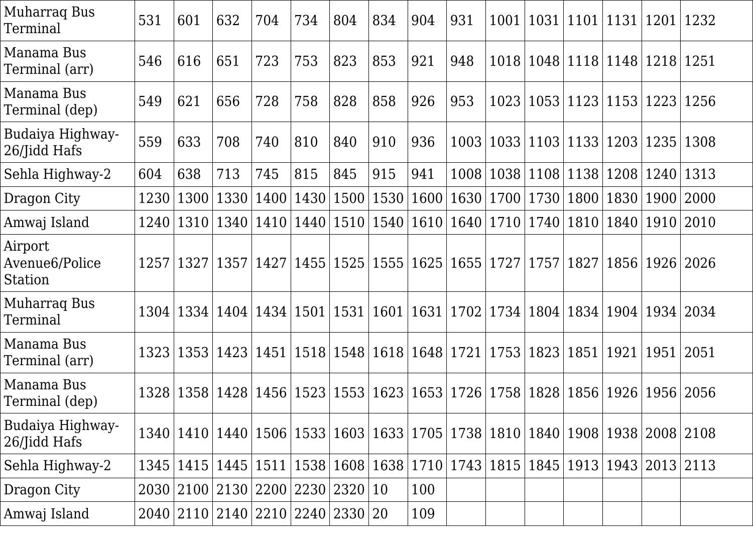| Muharraq Bus Terminal | 531 | 601 | 632 | 704 | 734 | 804 | 834 | 904 | 931 | 1001 | 1031 | 1101 | 1131 | 1201 | 1232 |
|---|---|---|---|---|---|---|---|---|---|---|---|---|---|---|---|
| Manama Bus Terminal (arr) | 546 | 616 | 651 | 723 | 753 | 823 | 853 | 921 | 948 | 1018 | 1048 | 1118 | 1148 | 1218 | 1251 |
| Manama Bus Terminal (dep) | 549 | 621 | 656 | 728 | 758 | 828 | 858 | 926 | 953 | 1023 | 1053 | 1123 | 1153 | 1223 | 1256 |
| Budaiya Highway-26/Jidd Hafs | 559 | 633 | 708 | 740 | 810 | 840 | 910 | 936 | 1003 | 1033 | 1103 | 1133 | 1203 | 1235 | 1308 |
| Sehla Highway-2 | 604 | 638 | 713 | 745 | 815 | 845 | 915 | 941 | 1008 | 1038 | 1108 | 1138 | 1208 | 1240 | 1313 |
| Dragon City | 1230 | 1300 | 1330 | 1400 | 1430 | 1500 | 1530 | 1600 | 1630 | 1700 | 1730 | 1800 | 1830 | 1900 | 2000 |
| Amwaj Island | 1240 | 1310 | 1340 | 1410 | 1440 | 1510 | 1540 | 1610 | 1640 | 1710 | 1740 | 1810 | 1840 | 1910 | 2010 |
| Airport Avenue6/Police Station | 1257 | 1327 | 1357 | 1427 | 1455 | 1525 | 1555 | 1625 | 1655 | 1727 | 1757 | 1827 | 1856 | 1926 | 2026 |
| Muharraq Bus Terminal | 1304 | 1334 | 1404 | 1434 | 1501 | 1531 | 1601 | 1631 | 1702 | 1734 | 1804 | 1834 | 1904 | 1934 | 2034 |
| Manama Bus Terminal (arr) | 1323 | 1353 | 1423 | 1451 | 1518 | 1548 | 1618 | 1648 | 1721 | 1753 | 1823 | 1851 | 1921 | 1951 | 2051 |
| Manama Bus Terminal (dep) | 1328 | 1358 | 1428 | 1456 | 1523 | 1553 | 1623 | 1653 | 1726 | 1758 | 1828 | 1856 | 1926 | 1956 | 2056 |
| Budaiya Highway-26/Jidd Hafs | 1340 | 1410 | 1440 | 1506 | 1533 | 1603 | 1633 | 1705 | 1738 | 1810 | 1840 | 1908 | 1938 | 2008 | 2108 |
| Sehla Highway-2 | 1345 | 1415 | 1445 | 1511 | 1538 | 1608 | 1638 | 1710 | 1743 | 1815 | 1845 | 1913 | 1943 | 2013 | 2113 |
| Dragon City | 2030 | 2100 | 2130 | 2200 | 2230 | 2320 | 10 | 100 | | | | | | | |
| Amwaj Island | 2040 | 2110 | 2140 | 2210 | 2240 | 2330 | 20 | 109 | | | | | | | |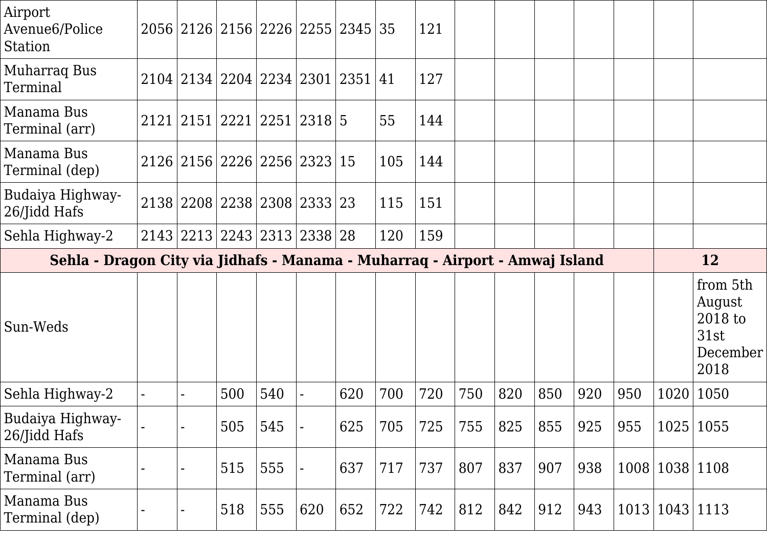| | | | | | | | | | | | | | | | |
|---|---|---|---|---|---|---|---|---|---|---|---|---|---|---|---|
| Airport Avenue6/Police Station | 2056 | 2126 | 2156 | 2226 | 2255 | 2345 | 35 | 121 | | | | | | | |
| Muharraq Bus Terminal | 2104 | 2134 | 2204 | 2234 | 2301 | 2351 | 41 | 127 | | | | | | | |
| Manama Bus Terminal (arr) | 2121 | 2151 | 2221 | 2251 | 2318 | 5 | 55 | 144 | | | | | | | |
| Manama Bus Terminal (dep) | 2126 | 2156 | 2226 | 2256 | 2323 | 15 | 105 | 144 | | | | | | | |
| Budaiya Highway-26/Jidd Hafs | 2138 | 2208 | 2238 | 2308 | 2333 | 23 | 115 | 151 | | | | | | | |
| Sehla Highway-2 | 2143 | 2213 | 2243 | 2313 | 2338 | 28 | 120 | 159 | | | | | | | |
| **Sehla - Dragon City via Jidhafs - Manama - Muharraq - Airport - Amwaj Island** | | | | | | | | | | | | | | **12** | |
| Sun-Weds | | | | | | | | | | | | | | | from 5th August 2018 to 31st December 2018 |
| Sehla Highway-2 | - | - | 500 | 540 | - | 620 | 700 | 720 | 750 | 820 | 850 | 920 | 950 | 1020 | 1050 |
| Budaiya Highway-26/Jidd Hafs | - | - | 505 | 545 | - | 625 | 705 | 725 | 755 | 825 | 855 | 925 | 955 | 1025 | 1055 |
| Manama Bus Terminal (arr) | - | - | 515 | 555 | - | 637 | 717 | 737 | 807 | 837 | 907 | 938 | 1008 | 1038 | 1108 |
| Manama Bus Terminal (dep) | - | - | 518 | 555 | 620 | 652 | 722 | 742 | 812 | 842 | 912 | 943 | 1013 | 1043 | 1113 |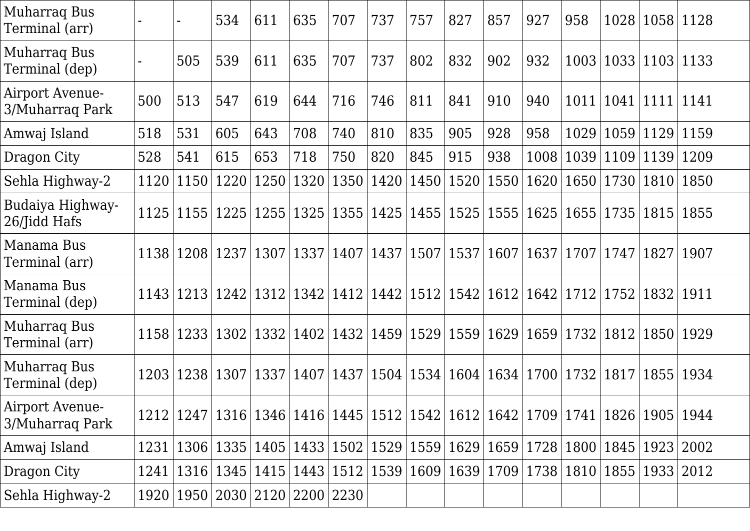| Muharraq Bus Terminal (arr) | - | - | 534 | 611 | 635 | 707 | 737 | 757 | 827 | 857 | 927 | 958 | 1028 | 1058 | 1128 |
|---|---|---|---|---|---|---|---|---|---|---|---|---|---|---|---|
| Muharraq Bus Terminal (dep) | - | 505 | 539 | 611 | 635 | 707 | 737 | 802 | 832 | 902 | 932 | 1003 | 1033 | 1103 | 1133 |
| Airport Avenue-3/Muharraq Park | 500 | 513 | 547 | 619 | 644 | 716 | 746 | 811 | 841 | 910 | 940 | 1011 | 1041 | 1111 | 1141 |
| Amwaj Island | 518 | 531 | 605 | 643 | 708 | 740 | 810 | 835 | 905 | 928 | 958 | 1029 | 1059 | 1129 | 1159 |
| Dragon City | 528 | 541 | 615 | 653 | 718 | 750 | 820 | 845 | 915 | 938 | 1008 | 1039 | 1109 | 1139 | 1209 |
| Sehla Highway-2 | 1120 | 1150 | 1220 | 1250 | 1320 | 1350 | 1420 | 1450 | 1520 | 1550 | 1620 | 1650 | 1730 | 1810 | 1850 |
| Budaiya Highway-26/Jidd Hafs | 1125 | 1155 | 1225 | 1255 | 1325 | 1355 | 1425 | 1455 | 1525 | 1555 | 1625 | 1655 | 1735 | 1815 | 1855 |
| Manama Bus Terminal (arr) | 1138 | 1208 | 1237 | 1307 | 1337 | 1407 | 1437 | 1507 | 1537 | 1607 | 1637 | 1707 | 1747 | 1827 | 1907 |
| Manama Bus Terminal (dep) | 1143 | 1213 | 1242 | 1312 | 1342 | 1412 | 1442 | 1512 | 1542 | 1612 | 1642 | 1712 | 1752 | 1832 | 1911 |
| Muharraq Bus Terminal (arr) | 1158 | 1233 | 1302 | 1332 | 1402 | 1432 | 1459 | 1529 | 1559 | 1629 | 1659 | 1732 | 1812 | 1850 | 1929 |
| Muharraq Bus Terminal (dep) | 1203 | 1238 | 1307 | 1337 | 1407 | 1437 | 1504 | 1534 | 1604 | 1634 | 1700 | 1732 | 1817 | 1855 | 1934 |
| Airport Avenue-3/Muharraq Park | 1212 | 1247 | 1316 | 1346 | 1416 | 1445 | 1512 | 1542 | 1612 | 1642 | 1709 | 1741 | 1826 | 1905 | 1944 |
| Amwaj Island | 1231 | 1306 | 1335 | 1405 | 1433 | 1502 | 1529 | 1559 | 1629 | 1659 | 1728 | 1800 | 1845 | 1923 | 2002 |
| Dragon City | 1241 | 1316 | 1345 | 1415 | 1443 | 1512 | 1539 | 1609 | 1639 | 1709 | 1738 | 1810 | 1855 | 1933 | 2012 |
| Sehla Highway-2 | 1920 | 1950 | 2030 | 2120 | 2200 | 2230 | | | | | | | | | |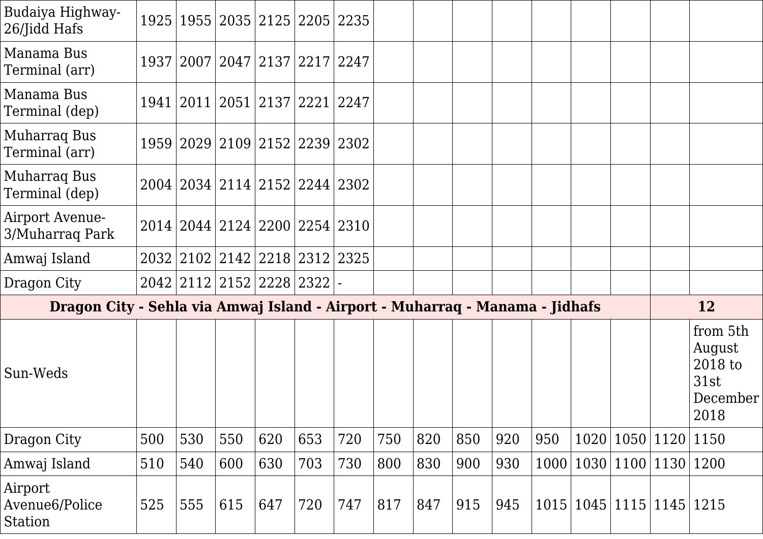| | | | | | | | | | | | | | | | |
|---|---|---|---|---|---|---|---|---|---|---|---|---|---|---|---|
| Budaiya Highway-26/Jidd Hafs | 1925 | 1955 | 2035 | 2125 | 2205 | 2235 | | | | | | | | | |
| Manama Bus Terminal (arr) | 1937 | 2007 | 2047 | 2137 | 2217 | 2247 | | | | | | | | | |
| Manama Bus Terminal (dep) | 1941 | 2011 | 2051 | 2137 | 2221 | 2247 | | | | | | | | | |
| Muharraq Bus Terminal (arr) | 1959 | 2029 | 2109 | 2152 | 2239 | 2302 | | | | | | | | | |
| Muharraq Bus Terminal (dep) | 2004 | 2034 | 2114 | 2152 | 2244 | 2302 | | | | | | | | | |
| Airport Avenue-3/Muharraq Park | 2014 | 2044 | 2124 | 2200 | 2254 | 2310 | | | | | | | | | |
| Amwaj Island | 2032 | 2102 | 2142 | 2218 | 2312 | 2325 | | | | | | | | | |
| Dragon City | 2042 | 2112 | 2152 | 2228 | 2322 | - | | | | | | | | | |
| **Dragon City - Sehla via Amwaj Island - Airport - Muharraq - Manama - Jidhafs** | | | | | | | | | | | | | | | **12** |
| Sun-Weds | | | | | | | | | | | | | | | from 5th August 2018 to 31st December 2018 |
| Dragon City | 500 | 530 | 550 | 620 | 653 | 720 | 750 | 820 | 850 | 920 | 950 | 1020 | 1050 | 1120 | 1150 |
| Amwaj Island | 510 | 540 | 600 | 630 | 703 | 730 | 800 | 830 | 900 | 930 | 1000 | 1030 | 1100 | 1130 | 1200 |
| Airport Avenue6/Police Station | 525 | 555 | 615 | 647 | 720 | 747 | 817 | 847 | 915 | 945 | 1015 | 1045 | 1115 | 1145 | 1215 |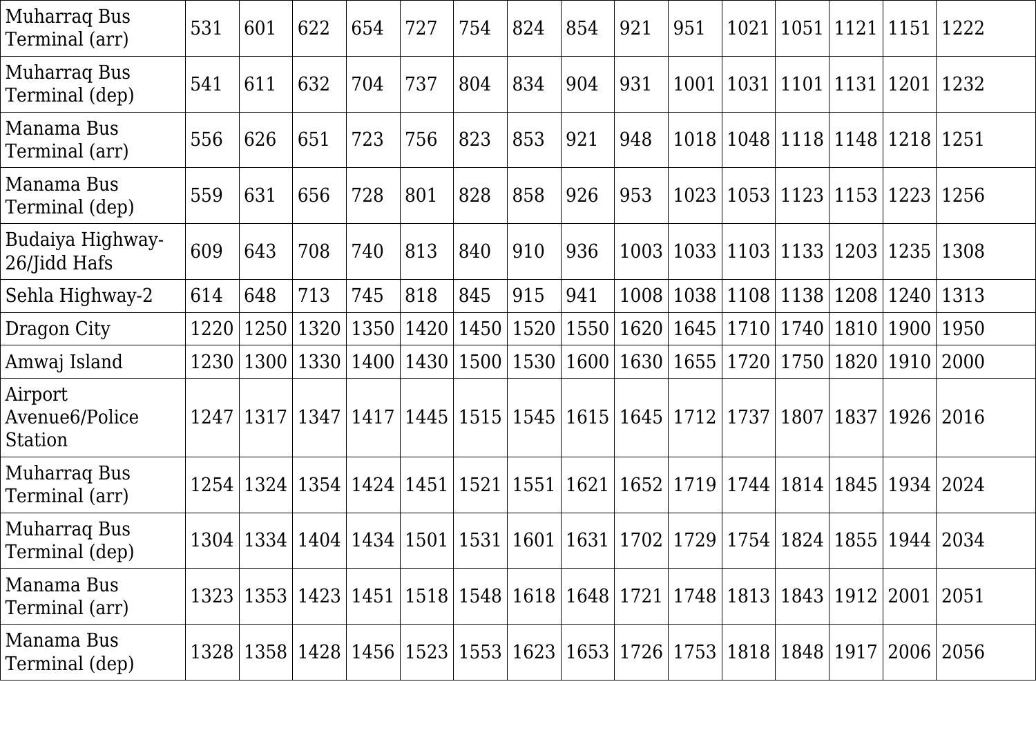| | | | | | | | | | | | | | | | |
|---|---|---|---|---|---|---|---|---|---|---|---|---|---|---|---|
| Muharraq Bus Terminal (arr) | 531 | 601 | 622 | 654 | 727 | 754 | 824 | 854 | 921 | 951 | 1021 | 1051 | 1121 | 1151 | 1222 |
| Muharraq Bus Terminal (dep) | 541 | 611 | 632 | 704 | 737 | 804 | 834 | 904 | 931 | 1001 | 1031 | 1101 | 1131 | 1201 | 1232 |
| Manama Bus Terminal (arr) | 556 | 626 | 651 | 723 | 756 | 823 | 853 | 921 | 948 | 1018 | 1048 | 1118 | 1148 | 1218 | 1251 |
| Manama Bus Terminal (dep) | 559 | 631 | 656 | 728 | 801 | 828 | 858 | 926 | 953 | 1023 | 1053 | 1123 | 1153 | 1223 | 1256 |
| Budaiya Highway-26/Jidd Hafs | 609 | 643 | 708 | 740 | 813 | 840 | 910 | 936 | 1003 | 1033 | 1103 | 1133 | 1203 | 1235 | 1308 |
| Sehla Highway-2 | 614 | 648 | 713 | 745 | 818 | 845 | 915 | 941 | 1008 | 1038 | 1108 | 1138 | 1208 | 1240 | 1313 |
| Dragon City | 1220 | 1250 | 1320 | 1350 | 1420 | 1450 | 1520 | 1550 | 1620 | 1645 | 1710 | 1740 | 1810 | 1900 | 1950 |
| Amwaj Island | 1230 | 1300 | 1330 | 1400 | 1430 | 1500 | 1530 | 1600 | 1630 | 1655 | 1720 | 1750 | 1820 | 1910 | 2000 |
| Airport Avenue6/Police Station | 1247 | 1317 | 1347 | 1417 | 1445 | 1515 | 1545 | 1615 | 1645 | 1712 | 1737 | 1807 | 1837 | 1926 | 2016 |
| Muharraq Bus Terminal (arr) | 1254 | 1324 | 1354 | 1424 | 1451 | 1521 | 1551 | 1621 | 1652 | 1719 | 1744 | 1814 | 1845 | 1934 | 2024 |
| Muharraq Bus Terminal (dep) | 1304 | 1334 | 1404 | 1434 | 1501 | 1531 | 1601 | 1631 | 1702 | 1729 | 1754 | 1824 | 1855 | 1944 | 2034 |
| Manama Bus Terminal (arr) | 1323 | 1353 | 1423 | 1451 | 1518 | 1548 | 1618 | 1648 | 1721 | 1748 | 1813 | 1843 | 1912 | 2001 | 2051 |
| Manama Bus Terminal (dep) | 1328 | 1358 | 1428 | 1456 | 1523 | 1553 | 1623 | 1653 | 1726 | 1753 | 1818 | 1848 | 1917 | 2006 | 2056 |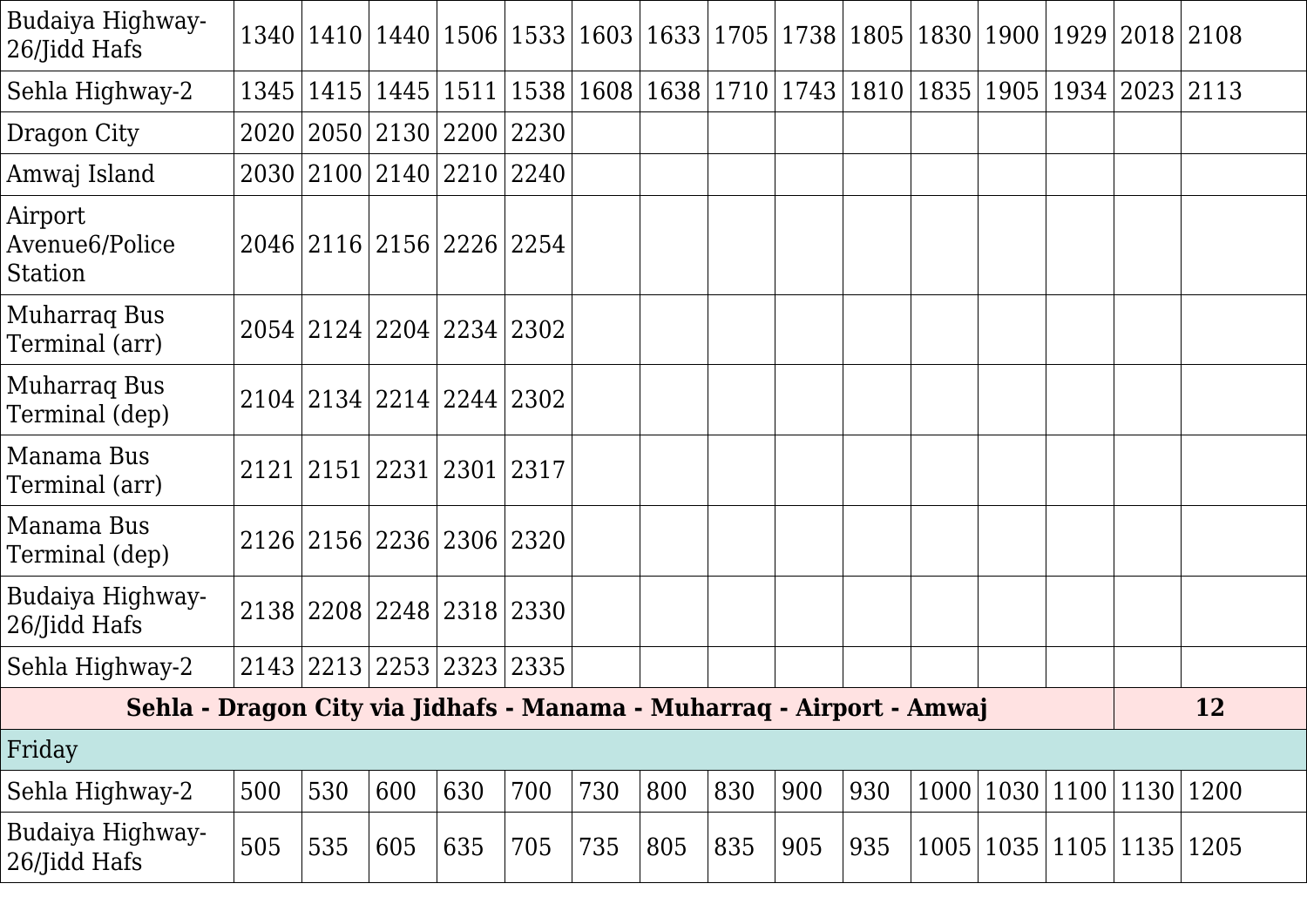| | | | | | | | | | | | | | | | |
|---|---|---|---|---|---|---|---|---|---|---|---|---|---|---|---|
| Budaiya Highway-26/Jidd Hafs | 1340 | 1410 | 1440 | 1506 | 1533 | 1603 | 1633 | 1705 | 1738 | 1805 | 1830 | 1900 | 1929 | 2018 | 2108 |
| Sehla Highway-2 | 1345 | 1415 | 1445 | 1511 | 1538 | 1608 | 1638 | 1710 | 1743 | 1810 | 1835 | 1905 | 1934 | 2023 | 2113 |
| Dragon City | 2020 | 2050 | 2130 | 2200 | 2230 | | | | | | | | | | |
| Amwaj Island | 2030 | 2100 | 2140 | 2210 | 2240 | | | | | | | | | | |
| Airport Avenue6/Police Station | 2046 | 2116 | 2156 | 2226 | 2254 | | | | | | | | | | |
| Muharraq Bus Terminal (arr) | 2054 | 2124 | 2204 | 2234 | 2302 | | | | | | | | | | |
| Muharraq Bus Terminal (dep) | 2104 | 2134 | 2214 | 2244 | 2302 | | | | | | | | | | |
| Manama Bus Terminal (arr) | 2121 | 2151 | 2231 | 2301 | 2317 | | | | | | | | | | |
| Manama Bus Terminal (dep) | 2126 | 2156 | 2236 | 2306 | 2320 | | | | | | | | | | |
| Budaiya Highway-26/Jidd Hafs | 2138 | 2208 | 2248 | 2318 | 2330 | | | | | | | | | | |
| Sehla Highway-2 | 2143 | 2213 | 2253 | 2323 | 2335 | | | | | | | | | | |

| **Sehla - Dragon City via Jidhafs - Manama - Muharraq - Airport - Amwaj** | | | | | | | | | | | | | | **12** | |
|---|---|---|---|---|---|---|---|---|---|---|---|---|---|---|---|
| Friday | | | | | | | | | | | | | | | |
| Sehla Highway-2 | 500 | 530 | 600 | 630 | 700 | 730 | 800 | 830 | 900 | 930 | 1000 | 1030 | 1100 | 1130 | 1200 |
| Budaiya Highway-26/Jidd Hafs | 505 | 535 | 605 | 635 | 705 | 735 | 805 | 835 | 905 | 935 | 1005 | 1035 | 1105 | 1135 | 1205 |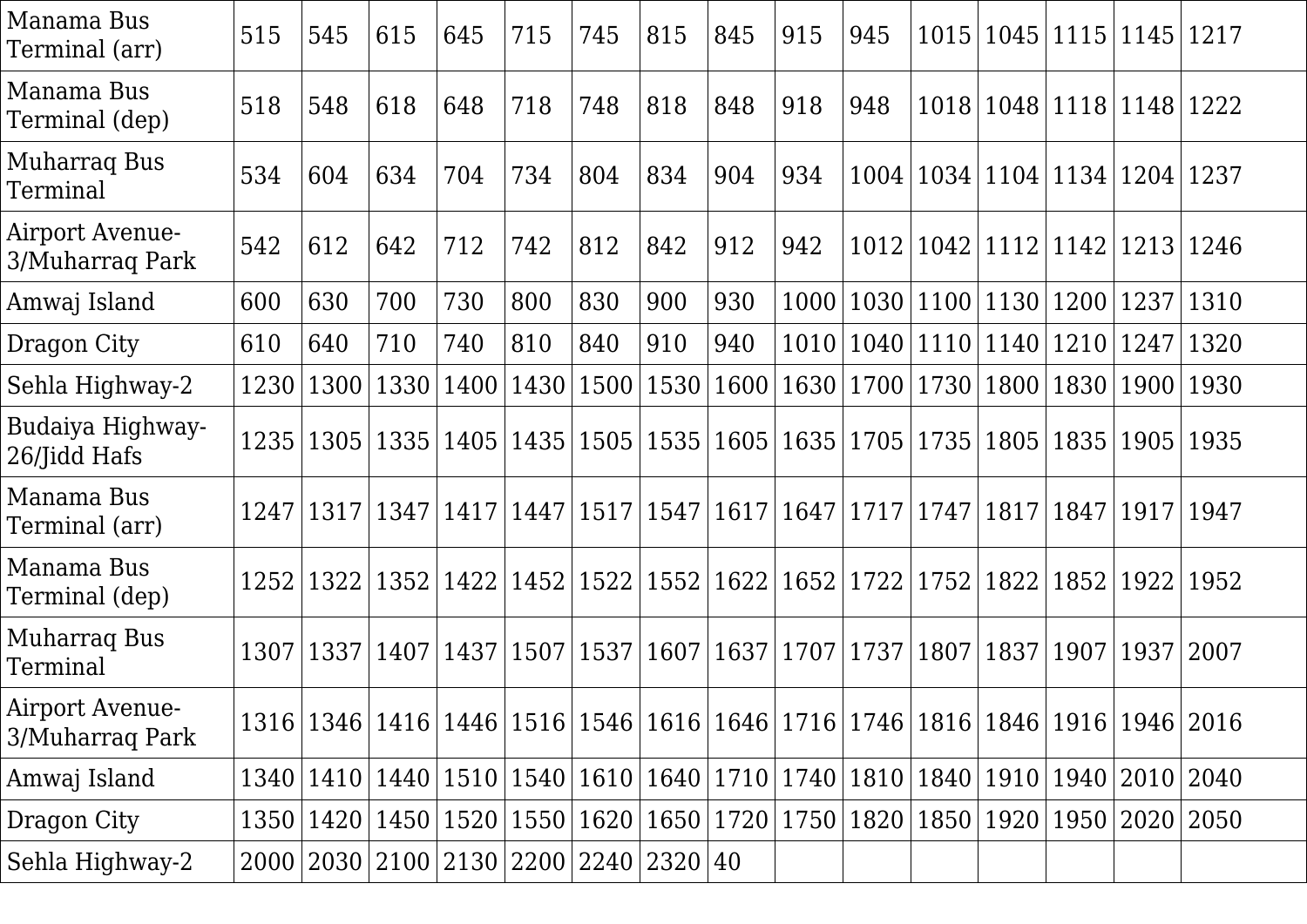| Manama Bus Terminal (arr) | 515 | 545 | 615 | 645 | 715 | 745 | 815 | 845 | 915 | 945 | 1015 | 1045 | 1115 | 1145 | 1217 |
|---|---|---|---|---|---|---|---|---|---|---|---|---|---|---|---|
| Manama Bus Terminal (dep) | 518 | 548 | 618 | 648 | 718 | 748 | 818 | 848 | 918 | 948 | 1018 | 1048 | 1118 | 1148 | 1222 |
| Muharraq Bus Terminal | 534 | 604 | 634 | 704 | 734 | 804 | 834 | 904 | 934 | 1004 | 1034 | 1104 | 1134 | 1204 | 1237 |
| Airport Avenue-3/Muharraq Park | 542 | 612 | 642 | 712 | 742 | 812 | 842 | 912 | 942 | 1012 | 1042 | 1112 | 1142 | 1213 | 1246 |
| Amwaj Island | 600 | 630 | 700 | 730 | 800 | 830 | 900 | 930 | 1000 | 1030 | 1100 | 1130 | 1200 | 1237 | 1310 |
| Dragon City | 610 | 640 | 710 | 740 | 810 | 840 | 910 | 940 | 1010 | 1040 | 1110 | 1140 | 1210 | 1247 | 1320 |
| Sehla Highway-2 | 1230 | 1300 | 1330 | 1400 | 1430 | 1500 | 1530 | 1600 | 1630 | 1700 | 1730 | 1800 | 1830 | 1900 | 1930 |
| Budaiya Highway-26/Jidd Hafs | 1235 | 1305 | 1335 | 1405 | 1435 | 1505 | 1535 | 1605 | 1635 | 1705 | 1735 | 1805 | 1835 | 1905 | 1935 |
| Manama Bus Terminal (arr) | 1247 | 1317 | 1347 | 1417 | 1447 | 1517 | 1547 | 1617 | 1647 | 1717 | 1747 | 1817 | 1847 | 1917 | 1947 |
| Manama Bus Terminal (dep) | 1252 | 1322 | 1352 | 1422 | 1452 | 1522 | 1552 | 1622 | 1652 | 1722 | 1752 | 1822 | 1852 | 1922 | 1952 |
| Muharraq Bus Terminal | 1307 | 1337 | 1407 | 1437 | 1507 | 1537 | 1607 | 1637 | 1707 | 1737 | 1807 | 1837 | 1907 | 1937 | 2007 |
| Airport Avenue-3/Muharraq Park | 1316 | 1346 | 1416 | 1446 | 1516 | 1546 | 1616 | 1646 | 1716 | 1746 | 1816 | 1846 | 1916 | 1946 | 2016 |
| Amwaj Island | 1340 | 1410 | 1440 | 1510 | 1540 | 1610 | 1640 | 1710 | 1740 | 1810 | 1840 | 1910 | 1940 | 2010 | 2040 |
| Dragon City | 1350 | 1420 | 1450 | 1520 | 1550 | 1620 | 1650 | 1720 | 1750 | 1820 | 1850 | 1920 | 1950 | 2020 | 2050 |
| Sehla Highway-2 | 2000 | 2030 | 2100 | 2130 | 2200 | 2240 | 2320 | 40 | | | | | | | |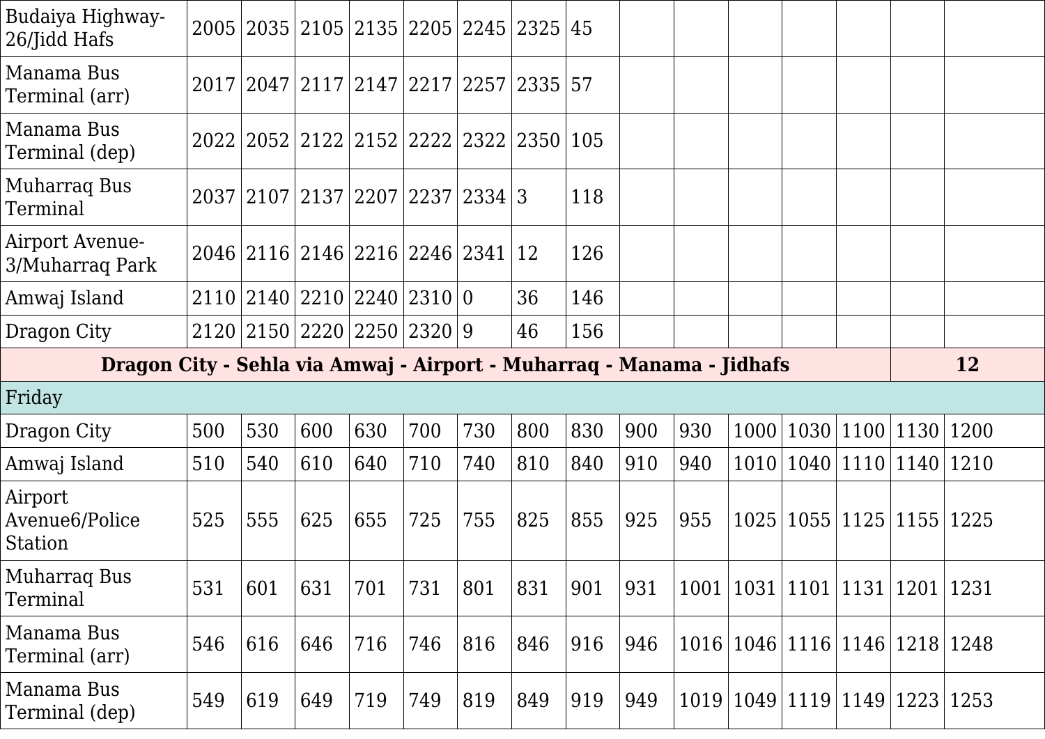| | | | | | | | | | | | | | | | |
|---|---|---|---|---|---|---|---|---|---|---|---|---|---|---|---|
| Budaiya Highway-26/Jidd Hafs | 2005 | 2035 | 2105 | 2135 | 2205 | 2245 | 2325 | 45 | | | | | | | |
| Manama Bus Terminal (arr) | 2017 | 2047 | 2117 | 2147 | 2217 | 2257 | 2335 | 57 | | | | | | | |
| Manama Bus Terminal (dep) | 2022 | 2052 | 2122 | 2152 | 2222 | 2322 | 2350 | 105 | | | | | | | |
| Muharraq Bus Terminal | 2037 | 2107 | 2137 | 2207 | 2237 | 2334 | 3 | 118 | | | | | | | |
| Airport Avenue-3/Muharraq Park | 2046 | 2116 | 2146 | 2216 | 2246 | 2341 | 12 | 126 | | | | | | | |
| Amwaj Island | 2110 | 2140 | 2210 | 2240 | 2310 | 0 | 36 | 146 | | | | | | | |
| Dragon City | 2120 | 2150 | 2220 | 2250 | 2320 | 9 | 46 | 156 | | | | | | | |

| **Dragon City - Sehla via Amwaj - Airport - Muharraq - Manama - Jidhafs** | | | | | | | | | | | | | | | **12** |
|---|---|---|---|---|---|---|---|---|---|---|---|---|---|---|---|
| Friday | | | | | | | | | | | | | | | |
| Dragon City | 500 | 530 | 600 | 630 | 700 | 730 | 800 | 830 | 900 | 930 | 1000 | 1030 | 1100 | 1130 | 1200 |
| Amwaj Island | 510 | 540 | 610 | 640 | 710 | 740 | 810 | 840 | 910 | 940 | 1010 | 1040 | 1110 | 1140 | 1210 |
| Airport Avenue6/Police Station | 525 | 555 | 625 | 655 | 725 | 755 | 825 | 855 | 925 | 955 | 1025 | 1055 | 1125 | 1155 | 1225 |
| Muharraq Bus Terminal | 531 | 601 | 631 | 701 | 731 | 801 | 831 | 901 | 931 | 1001 | 1031 | 1101 | 1131 | 1201 | 1231 |
| Manama Bus Terminal (arr) | 546 | 616 | 646 | 716 | 746 | 816 | 846 | 916 | 946 | 1016 | 1046 | 1116 | 1146 | 1218 | 1248 |
| Manama Bus Terminal (dep) | 549 | 619 | 649 | 719 | 749 | 819 | 849 | 919 | 949 | 1019 | 1049 | 1119 | 1149 | 1223 | 1253 |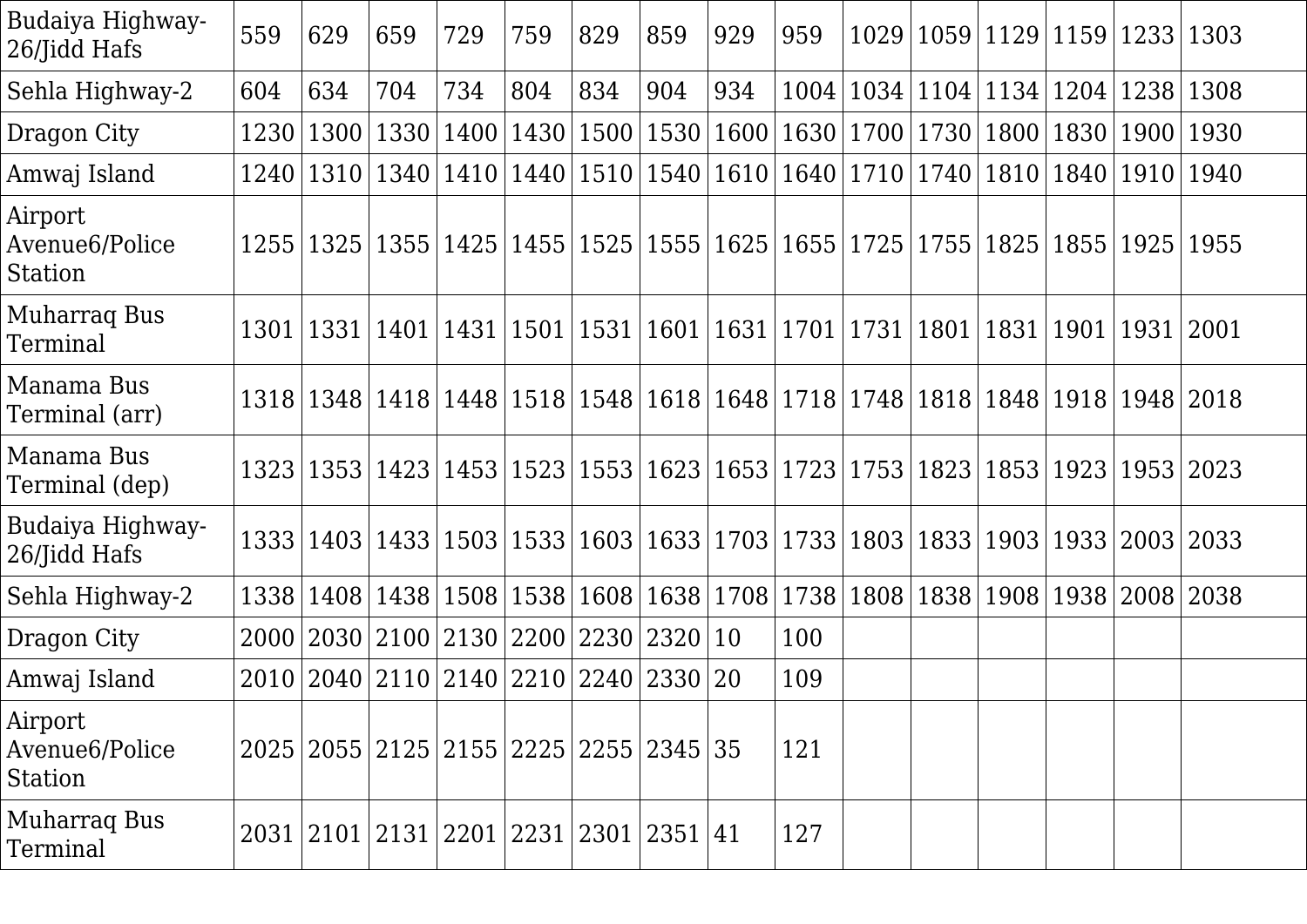| Budaiya Highway-26/Jidd Hafs | 559 | 629 | 659 | 729 | 759 | 829 | 859 | 929 | 959 | 1029 | 1059 | 1129 | 1159 | 1233 | 1303 |
|---|---|---|---|---|---|---|---|---|---|---|---|---|---|---|---|
| Sehla Highway-2 | 604 | 634 | 704 | 734 | 804 | 834 | 904 | 934 | 1004 | 1034 | 1104 | 1134 | 1204 | 1238 | 1308 |
| Dragon City | 1230 | 1300 | 1330 | 1400 | 1430 | 1500 | 1530 | 1600 | 1630 | 1700 | 1730 | 1800 | 1830 | 1900 | 1930 |
| Amwaj Island | 1240 | 1310 | 1340 | 1410 | 1440 | 1510 | 1540 | 1610 | 1640 | 1710 | 1740 | 1810 | 1840 | 1910 | 1940 |
| Airport Avenue6/Police Station | 1255 | 1325 | 1355 | 1425 | 1455 | 1525 | 1555 | 1625 | 1655 | 1725 | 1755 | 1825 | 1855 | 1925 | 1955 |
| Muharraq Bus Terminal | 1301 | 1331 | 1401 | 1431 | 1501 | 1531 | 1601 | 1631 | 1701 | 1731 | 1801 | 1831 | 1901 | 1931 | 2001 |
| Manama Bus Terminal (arr) | 1318 | 1348 | 1418 | 1448 | 1518 | 1548 | 1618 | 1648 | 1718 | 1748 | 1818 | 1848 | 1918 | 1948 | 2018 |
| Manama Bus Terminal (dep) | 1323 | 1353 | 1423 | 1453 | 1523 | 1553 | 1623 | 1653 | 1723 | 1753 | 1823 | 1853 | 1923 | 1953 | 2023 |
| Budaiya Highway-26/Jidd Hafs | 1333 | 1403 | 1433 | 1503 | 1533 | 1603 | 1633 | 1703 | 1733 | 1803 | 1833 | 1903 | 1933 | 2003 | 2033 |
| Sehla Highway-2 | 1338 | 1408 | 1438 | 1508 | 1538 | 1608 | 1638 | 1708 | 1738 | 1808 | 1838 | 1908 | 1938 | 2008 | 2038 |
| Dragon City | 2000 | 2030 | 2100 | 2130 | 2200 | 2230 | 2320 | 10 | 100 | | | | | | |
| Amwaj Island | 2010 | 2040 | 2110 | 2140 | 2210 | 2240 | 2330 | 20 | 109 | | | | | | |
| Airport Avenue6/Police Station | 2025 | 2055 | 2125 | 2155 | 2225 | 2255 | 2345 | 35 | 121 | | | | | | |
| Muharraq Bus Terminal | 2031 | 2101 | 2131 | 2201 | 2231 | 2301 | 2351 | 41 | 127 | | | | | | |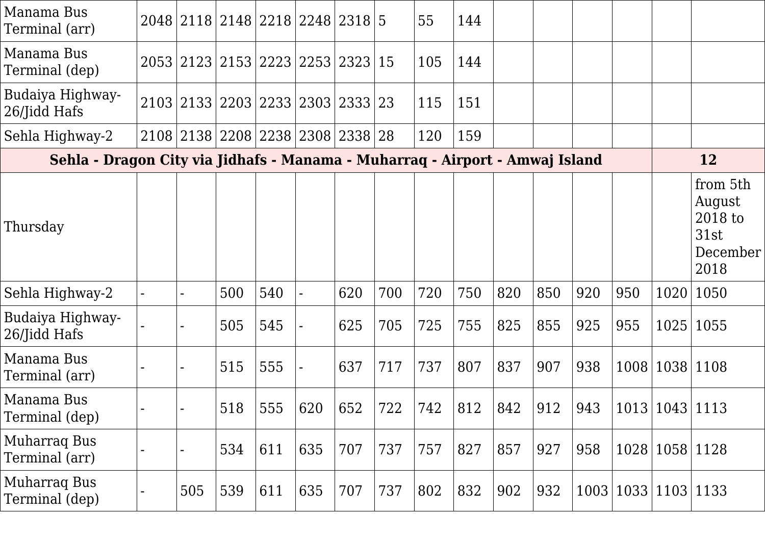| | | | | | | | | | | | | | | | |
|---|---|---|---|---|---|---|---|---|---|---|---|---|---|---|---|
| Manama Bus Terminal (arr) | 2048 | 2118 | 2148 | 2218 | 2248 | 2318 | 5 | 55 | 144 | | | | | | |
| Manama Bus Terminal (dep) | 2053 | 2123 | 2153 | 2223 | 2253 | 2323 | 15 | 105 | 144 | | | | | | |
| Budaiya Highway-26/Jidd Hafs | 2103 | 2133 | 2203 | 2233 | 2303 | 2333 | 23 | 115 | 151 | | | | | | |
| Sehla Highway-2 | 2108 | 2138 | 2208 | 2238 | 2308 | 2338 | 28 | 120 | 159 | | | | | | |
| **Sehla - Dragon City via Jidhafs - Manama - Muharraq - Airport - Amwaj Island** | | | | | | | | | | | | | | **12** | |
| Thursday | | | | | | | | | | | | | | | from 5th August 2018 to 31st December 2018 |
| Sehla Highway-2 | - | - | 500 | 540 | - | 620 | 700 | 720 | 750 | 820 | 850 | 920 | 950 | 1020 | 1050 |
| Budaiya Highway-26/Jidd Hafs | - | - | 505 | 545 | - | 625 | 705 | 725 | 755 | 825 | 855 | 925 | 955 | 1025 | 1055 |
| Manama Bus Terminal (arr) | - | - | 515 | 555 | - | 637 | 717 | 737 | 807 | 837 | 907 | 938 | 1008 | 1038 | 1108 |
| Manama Bus Terminal (dep) | - | - | 518 | 555 | 620 | 652 | 722 | 742 | 812 | 842 | 912 | 943 | 1013 | 1043 | 1113 |
| Muharraq Bus Terminal (arr) | - | - | 534 | 611 | 635 | 707 | 737 | 757 | 827 | 857 | 927 | 958 | 1028 | 1058 | 1128 |
| Muharraq Bus Terminal (dep) | - | 505 | 539 | 611 | 635 | 707 | 737 | 802 | 832 | 902 | 932 | 1003 | 1033 | 1103 | 1133 |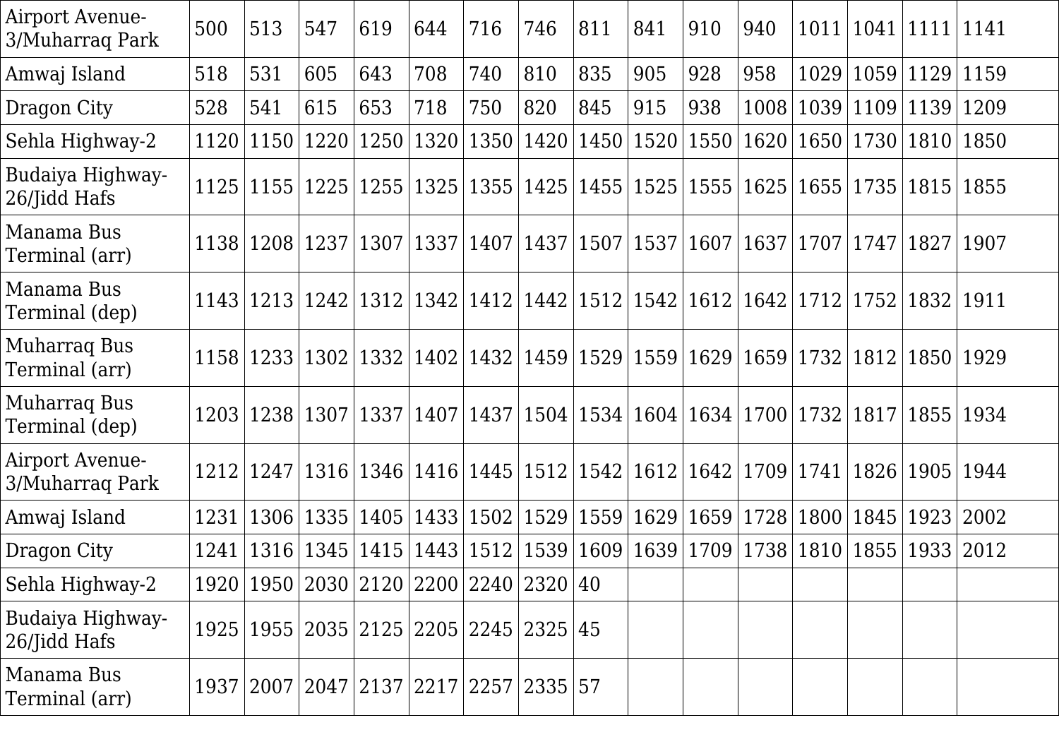| Airport Avenue-3/Muharraq Park | 500 | 513 | 547 | 619 | 644 | 716 | 746 | 811 | 841 | 910 | 940 | 1011 | 1041 | 1111 | 1141 |
|---|---|---|---|---|---|---|---|---|---|---|---|---|---|---|---|
| Amwaj Island | 518 | 531 | 605 | 643 | 708 | 740 | 810 | 835 | 905 | 928 | 958 | 1029 | 1059 | 1129 | 1159 |
| Dragon City | 528 | 541 | 615 | 653 | 718 | 750 | 820 | 845 | 915 | 938 | 1008 | 1039 | 1109 | 1139 | 1209 |
| Sehla Highway-2 | 1120 | 1150 | 1220 | 1250 | 1320 | 1350 | 1420 | 1450 | 1520 | 1550 | 1620 | 1650 | 1730 | 1810 | 1850 |
| Budaiya Highway-26/Jidd Hafs | 1125 | 1155 | 1225 | 1255 | 1325 | 1355 | 1425 | 1455 | 1525 | 1555 | 1625 | 1655 | 1735 | 1815 | 1855 |
| Manama Bus Terminal (arr) | 1138 | 1208 | 1237 | 1307 | 1337 | 1407 | 1437 | 1507 | 1537 | 1607 | 1637 | 1707 | 1747 | 1827 | 1907 |
| Manama Bus Terminal (dep) | 1143 | 1213 | 1242 | 1312 | 1342 | 1412 | 1442 | 1512 | 1542 | 1612 | 1642 | 1712 | 1752 | 1832 | 1911 |
| Muharraq Bus Terminal (arr) | 1158 | 1233 | 1302 | 1332 | 1402 | 1432 | 1459 | 1529 | 1559 | 1629 | 1659 | 1732 | 1812 | 1850 | 1929 |
| Muharraq Bus Terminal (dep) | 1203 | 1238 | 1307 | 1337 | 1407 | 1437 | 1504 | 1534 | 1604 | 1634 | 1700 | 1732 | 1817 | 1855 | 1934 |
| Airport Avenue-3/Muharraq Park | 1212 | 1247 | 1316 | 1346 | 1416 | 1445 | 1512 | 1542 | 1612 | 1642 | 1709 | 1741 | 1826 | 1905 | 1944 |
| Amwaj Island | 1231 | 1306 | 1335 | 1405 | 1433 | 1502 | 1529 | 1559 | 1629 | 1659 | 1728 | 1800 | 1845 | 1923 | 2002 |
| Dragon City | 1241 | 1316 | 1345 | 1415 | 1443 | 1512 | 1539 | 1609 | 1639 | 1709 | 1738 | 1810 | 1855 | 1933 | 2012 |
| Sehla Highway-2 | 1920 | 1950 | 2030 | 2120 | 2200 | 2240 | 2320 | 40 | | | | | | | |
| Budaiya Highway-26/Jidd Hafs | 1925 | 1955 | 2035 | 2125 | 2205 | 2245 | 2325 | 45 | | | | | | | |
| Manama Bus Terminal (arr) | 1937 | 2007 | 2047 | 2137 | 2217 | 2257 | 2335 | 57 | | | | | | | |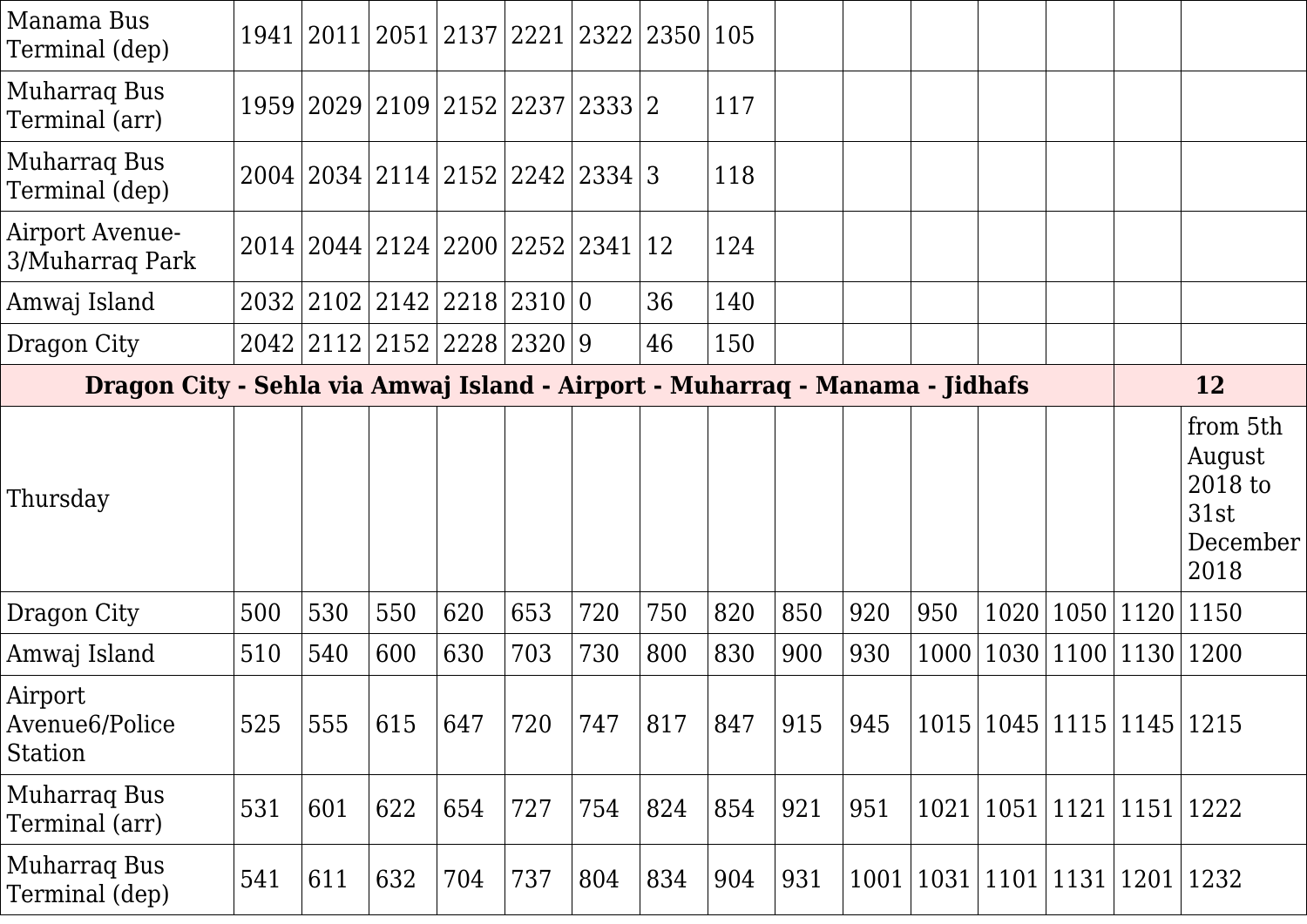| | | | | | | | | | | | | | | | |
|---|---|---|---|---|---|---|---|---|---|---|---|---|---|---|---|
| Manama Bus Terminal (dep) | 1941 | 2011 | 2051 | 2137 | 2221 | 2322 | 2350 | 105 | | | | | | | |
| Muharraq Bus Terminal (arr) | 1959 | 2029 | 2109 | 2152 | 2237 | 2333 | 2 | 117 | | | | | | | |
| Muharraq Bus Terminal (dep) | 2004 | 2034 | 2114 | 2152 | 2242 | 2334 | 3 | 118 | | | | | | | |
| Airport Avenue-3/Muharraq Park | 2014 | 2044 | 2124 | 2200 | 2252 | 2341 | 12 | 124 | | | | | | | |
| Amwaj Island | 2032 | 2102 | 2142 | 2218 | 2310 | 0 | 36 | 140 | | | | | | | |
| Dragon City | 2042 | 2112 | 2152 | 2228 | 2320 | 9 | 46 | 150 | | | | | | | |

| **Dragon City - Sehla via Amwaj Island - Airport - Muharraq - Manama - Jidhafs** | | | | | | | | | | | | | | **12** | |
|---|---|---|---|---|---|---|---|---|---|---|---|---|---|---|---|
| Thursday | | | | | | | | | | | | | | | from 5th August 2018 to 31st December 2018 |
| Dragon City | 500 | 530 | 550 | 620 | 653 | 720 | 750 | 820 | 850 | 920 | 950 | 1020 | 1050 | 1120 | 1150 |
| Amwaj Island | 510 | 540 | 600 | 630 | 703 | 730 | 800 | 830 | 900 | 930 | 1000 | 1030 | 1100 | 1130 | 1200 |
| Airport Avenue6/Police Station | 525 | 555 | 615 | 647 | 720 | 747 | 817 | 847 | 915 | 945 | 1015 | 1045 | 1115 | 1145 | 1215 |
| Muharraq Bus Terminal (arr) | 531 | 601 | 622 | 654 | 727 | 754 | 824 | 854 | 921 | 951 | 1021 | 1051 | 1121 | 1151 | 1222 |
| Muharraq Bus Terminal (dep) | 541 | 611 | 632 | 704 | 737 | 804 | 834 | 904 | 931 | 1001 | 1031 | 1101 | 1131 | 1201 | 1232 |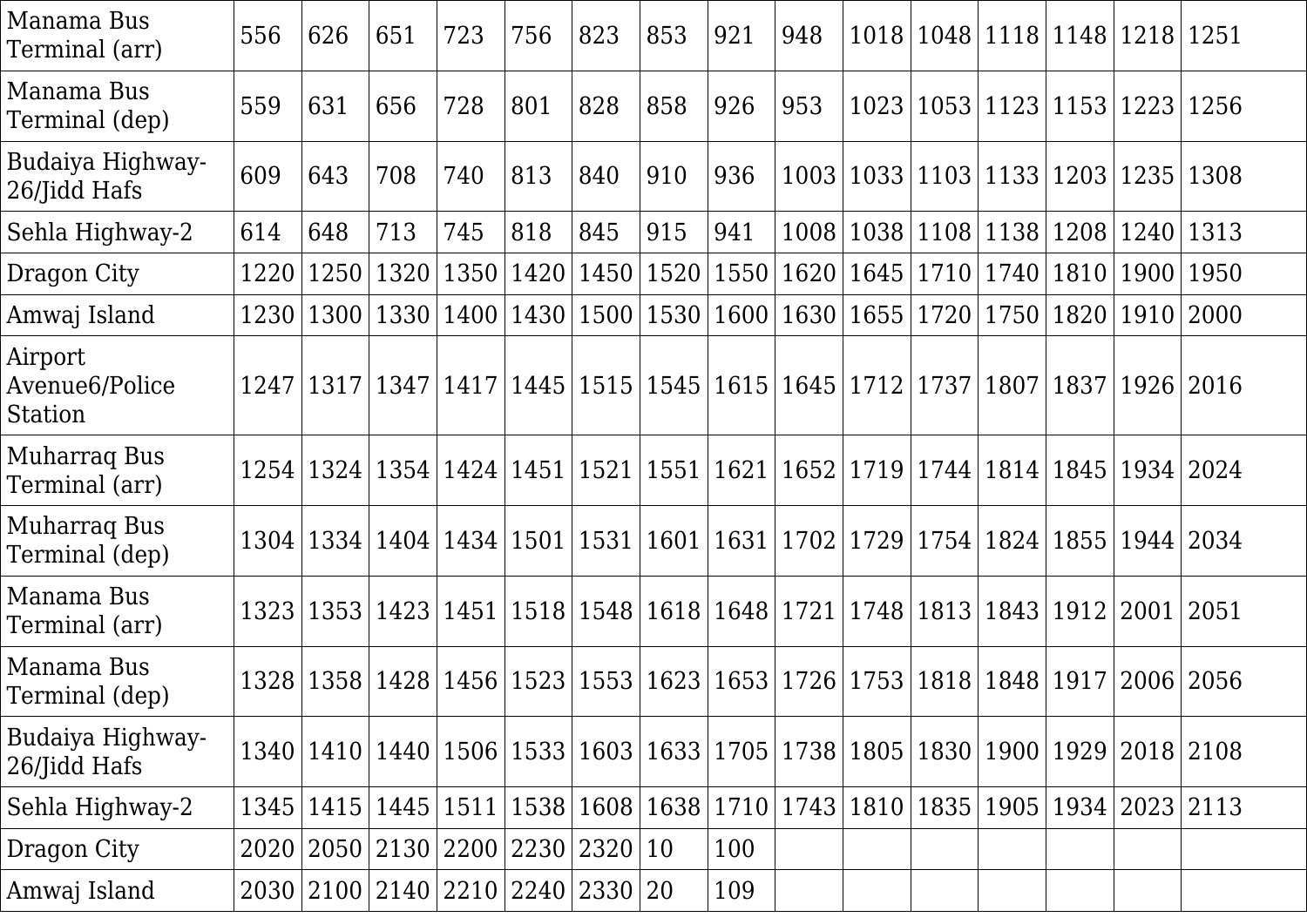| Manama Bus Terminal (arr) | 556 | 626 | 651 | 723 | 756 | 823 | 853 | 921 | 948 | 1018 | 1048 | 1118 | 1148 | 1218 | 1251 |
|---|---|---|---|---|---|---|---|---|---|---|---|---|---|---|---|
| Manama Bus Terminal (dep) | 559 | 631 | 656 | 728 | 801 | 828 | 858 | 926 | 953 | 1023 | 1053 | 1123 | 1153 | 1223 | 1256 |
| Budaiya Highway-26/Jidd Hafs | 609 | 643 | 708 | 740 | 813 | 840 | 910 | 936 | 1003 | 1033 | 1103 | 1133 | 1203 | 1235 | 1308 |
| Sehla Highway-2 | 614 | 648 | 713 | 745 | 818 | 845 | 915 | 941 | 1008 | 1038 | 1108 | 1138 | 1208 | 1240 | 1313 |
| Dragon City | 1220 | 1250 | 1320 | 1350 | 1420 | 1450 | 1520 | 1550 | 1620 | 1645 | 1710 | 1740 | 1810 | 1900 | 1950 |
| Amwaj Island | 1230 | 1300 | 1330 | 1400 | 1430 | 1500 | 1530 | 1600 | 1630 | 1655 | 1720 | 1750 | 1820 | 1910 | 2000 |
| Airport Avenue6/Police Station | 1247 | 1317 | 1347 | 1417 | 1445 | 1515 | 1545 | 1615 | 1645 | 1712 | 1737 | 1807 | 1837 | 1926 | 2016 |
| Muharraq Bus Terminal (arr) | 1254 | 1324 | 1354 | 1424 | 1451 | 1521 | 1551 | 1621 | 1652 | 1719 | 1744 | 1814 | 1845 | 1934 | 2024 |
| Muharraq Bus Terminal (dep) | 1304 | 1334 | 1404 | 1434 | 1501 | 1531 | 1601 | 1631 | 1702 | 1729 | 1754 | 1824 | 1855 | 1944 | 2034 |
| Manama Bus Terminal (arr) | 1323 | 1353 | 1423 | 1451 | 1518 | 1548 | 1618 | 1648 | 1721 | 1748 | 1813 | 1843 | 1912 | 2001 | 2051 |
| Manama Bus Terminal (dep) | 1328 | 1358 | 1428 | 1456 | 1523 | 1553 | 1623 | 1653 | 1726 | 1753 | 1818 | 1848 | 1917 | 2006 | 2056 |
| Budaiya Highway-26/Jidd Hafs | 1340 | 1410 | 1440 | 1506 | 1533 | 1603 | 1633 | 1705 | 1738 | 1805 | 1830 | 1900 | 1929 | 2018 | 2108 |
| Sehla Highway-2 | 1345 | 1415 | 1445 | 1511 | 1538 | 1608 | 1638 | 1710 | 1743 | 1810 | 1835 | 1905 | 1934 | 2023 | 2113 |
| Dragon City | 2020 | 2050 | 2130 | 2200 | 2230 | 2320 | 10 | 100 | | | | | | | |
| Amwaj Island | 2030 | 2100 | 2140 | 2210 | 2240 | 2330 | 20 | 109 | | | | | | | |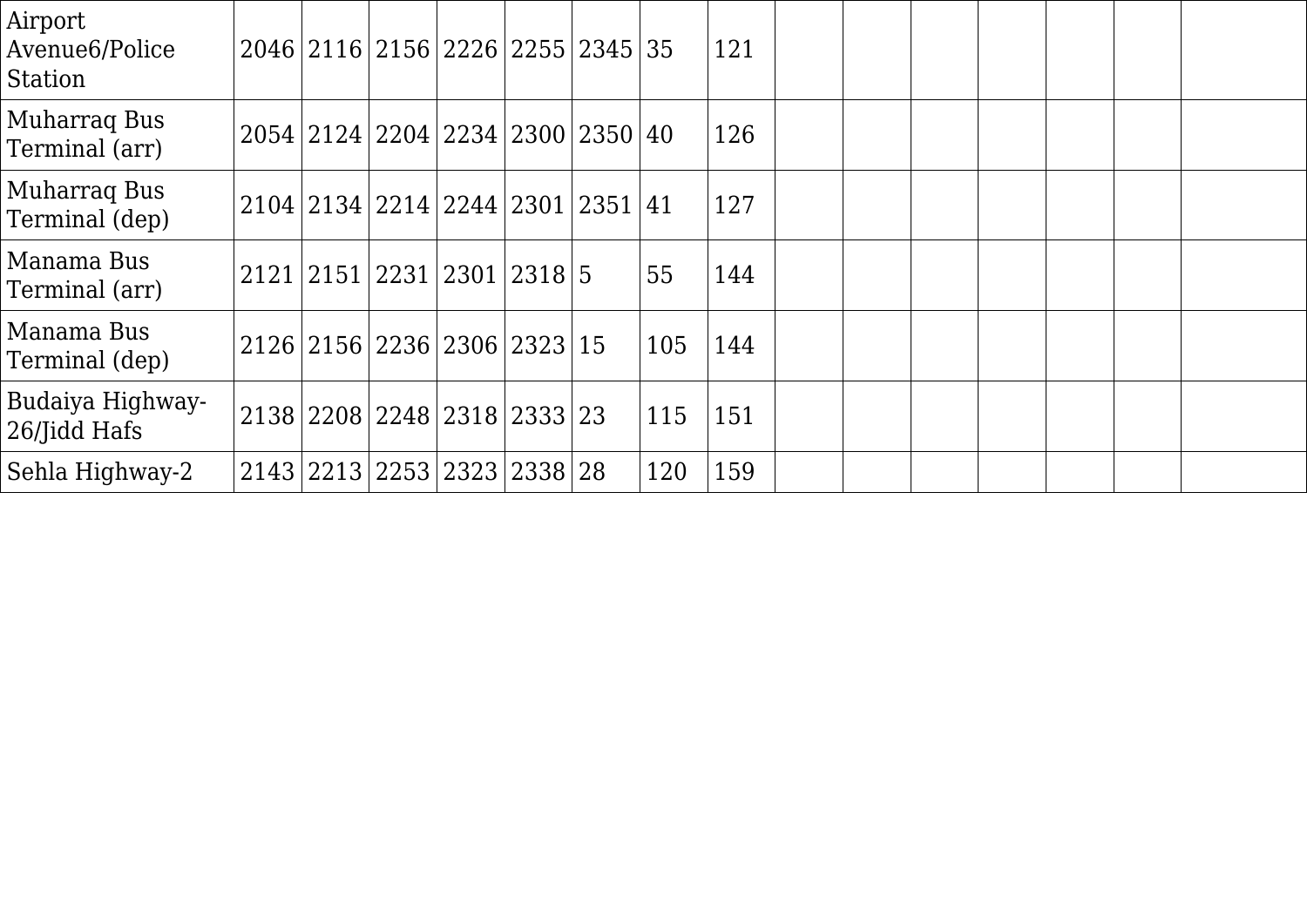| | | | | | | | | | | | | | | | |
|---|---|---|---|---|---|---|---|---|---|---|---|---|---|---|---|
| Airport Avenue6/Police Station | 2046 | 2116 | 2156 | 2226 | 2255 | 2345 | 35 | 121 | | | | | | | |
| Muharraq Bus Terminal (arr) | 2054 | 2124 | 2204 | 2234 | 2300 | 2350 | 40 | 126 | | | | | | | |
| Muharraq Bus Terminal (dep) | 2104 | 2134 | 2214 | 2244 | 2301 | 2351 | 41 | 127 | | | | | | | |
| Manama Bus Terminal (arr) | 2121 | 2151 | 2231 | 2301 | 2318 | 5 | 55 | 144 | | | | | | | |
| Manama Bus Terminal (dep) | 2126 | 2156 | 2236 | 2306 | 2323 | 15 | 105 | 144 | | | | | | | |
| Budaiya Highway-26/Jidd Hafs | 2138 | 2208 | 2248 | 2318 | 2333 | 23 | 115 | 151 | | | | | | | |
| Sehla Highway-2 | 2143 | 2213 | 2253 | 2323 | 2338 | 28 | 120 | 159 | | | | | | | |